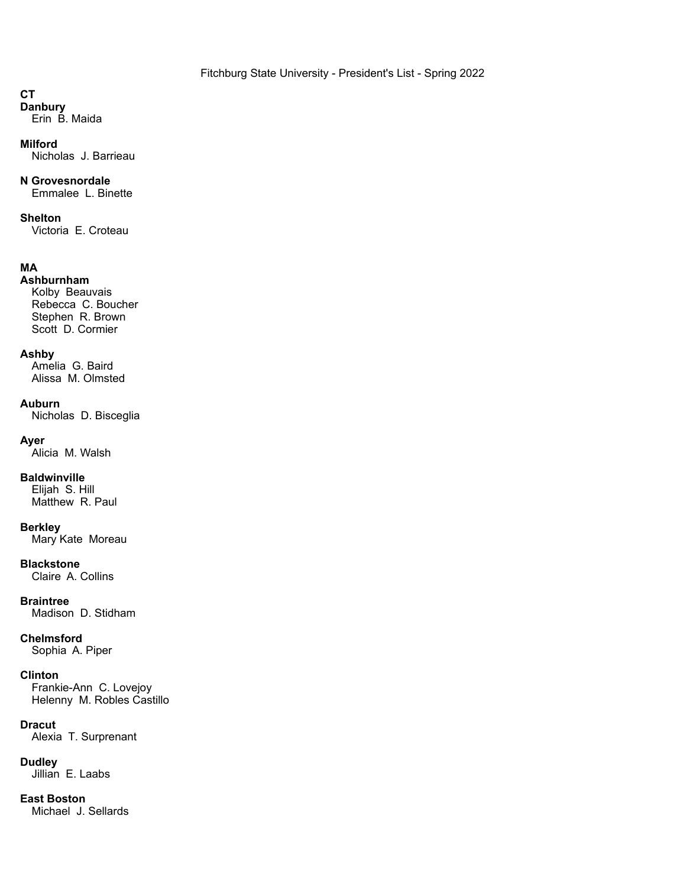# Fitchburg State University - President's List - Spring 2022

## CT

**Danbury**
Erin B. Maida

**Milford**
Nicholas J. Barrieau

**N Grovesnordale**
Emmalee L. Binette

**Shelton**
Victoria E. Croteau

## MA

**Ashburnham**
Kolby Beauvais
Rebecca C. Boucher
Stephen R. Brown
Scott D. Cormier

**Ashby**
Amelia G. Baird
Alissa M. Olmsted

**Auburn**
Nicholas D. Bisceglia

**Ayer**
Alicia M. Walsh

**Baldwinville**
Elijah S. Hill
Matthew R. Paul

**Berkley**
Mary Kate Moreau

**Blackstone**
Claire A. Collins

**Braintree**
Madison D. Stidham

**Chelmsford**
Sophia A. Piper

**Clinton**
Frankie-Ann C. Lovejoy
Helenny M. Robles Castillo

**Dracut**
Alexia T. Surprenant

**Dudley**
Jillian E. Laabs

**East Boston**
Michael J. Sellards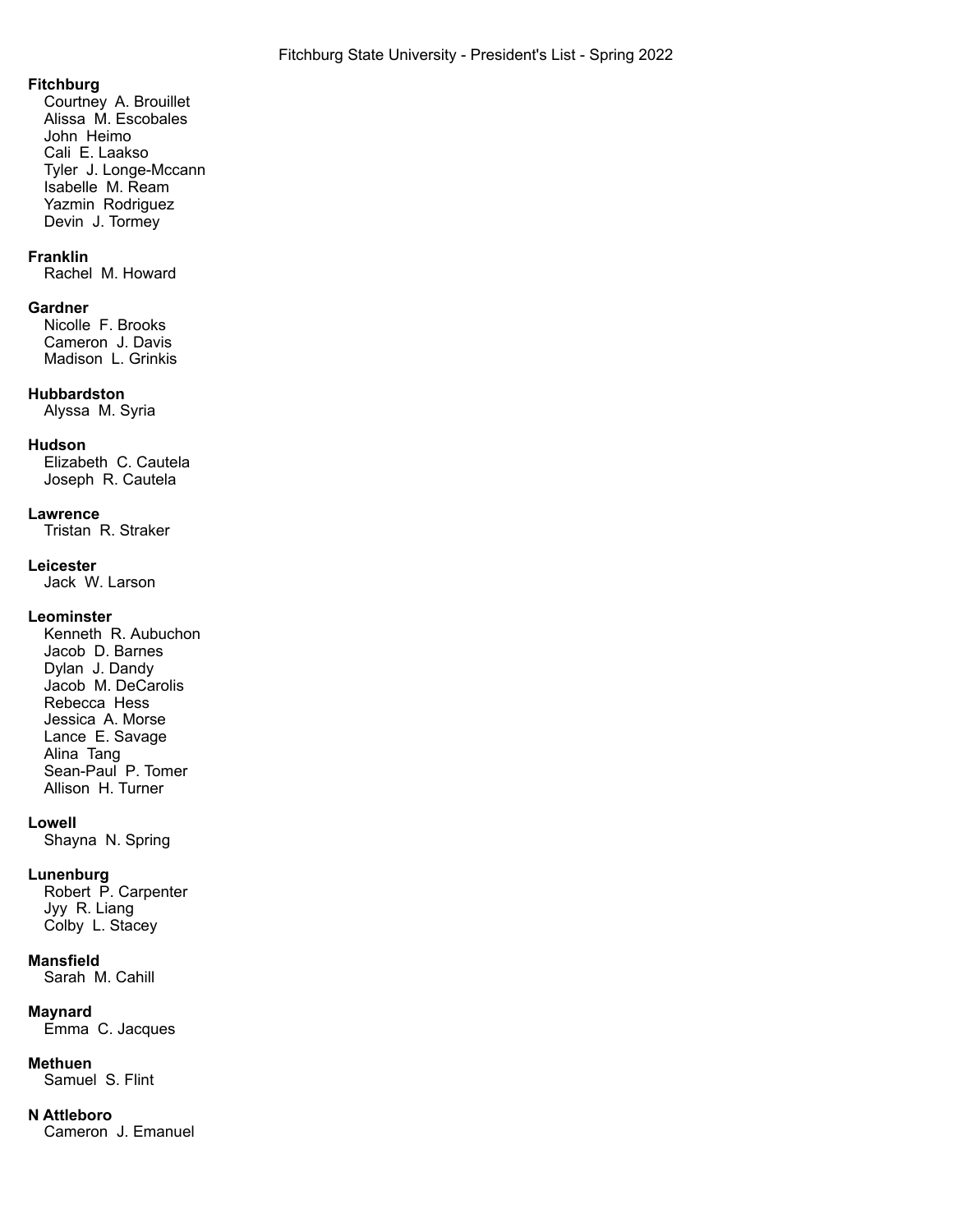**Fitchburg**

Courtney A. Brouillet
Alissa M. Escobales
John Heimo
Cali E. Laakso
Tyler J. Longe-Mccann
Isabelle M. Ream
Yazmin Rodriguez
Devin J. Tormey

**Franklin**

Rachel M. Howard

**Gardner**

Nicolle F. Brooks
Cameron J. Davis
Madison L. Grinkis

**Hubbardston**

Alyssa M. Syria

**Hudson**

Elizabeth C. Cautela
Joseph R. Cautela

**Lawrence**

Tristan R. Straker

**Leicester**

Jack W. Larson

**Leominster**

Kenneth R. Aubuchon
Jacob D. Barnes
Dylan J. Dandy
Jacob M. DeCarolis
Rebecca Hess
Jessica A. Morse
Lance E. Savage
Alina Tang
Sean-Paul P. Tomer
Allison H. Turner

**Lowell**

Shayna N. Spring

**Lunenburg**

Robert P. Carpenter
Jyy R. Liang
Colby L. Stacey

**Mansfield**

Sarah M. Cahill

**Maynard**

Emma C. Jacques

**Methuen**

Samuel S. Flint

**N Attleboro**

Cameron J. Emanuel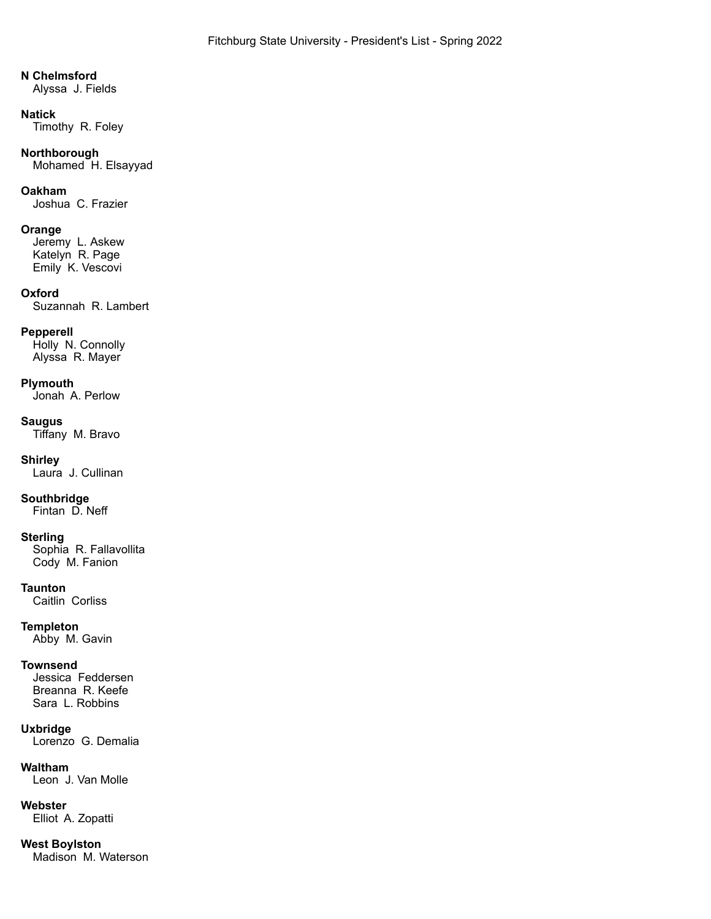**N Chelmsford**
Alyssa J. Fields

**Natick**
Timothy R. Foley

**Northborough**
Mohamed H. Elsayyad

**Oakham**
Joshua C. Frazier

**Orange**
Jeremy L. Askew
Katelyn R. Page
Emily K. Vescovi

**Oxford**
Suzannah R. Lambert

**Pepperell**
Holly N. Connolly
Alyssa R. Mayer

**Plymouth**
Jonah A. Perlow

**Saugus**
Tiffany M. Bravo

**Shirley**
Laura J. Cullinan

**Southbridge**
Fintan D. Neff

**Sterling**
Sophia R. Fallavollita
Cody M. Fanion

**Taunton**
Caitlin Corliss

**Templeton**
Abby M. Gavin

**Townsend**
Jessica Feddersen
Breanna R. Keefe
Sara L. Robbins

**Uxbridge**
Lorenzo G. Demalia

**Waltham**
Leon J. Van Molle

**Webster**
Elliot A. Zopatti

**West Boylston**
Madison M. Waterson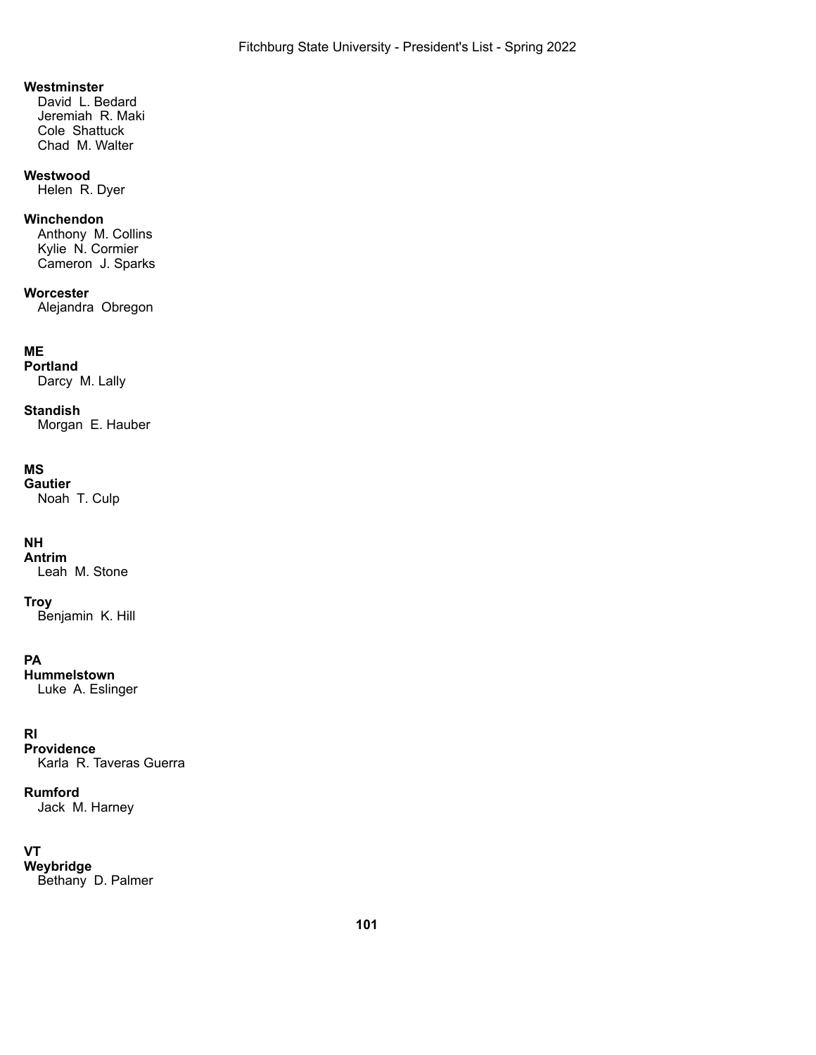**Westminster**
David L. Bedard
Jeremiah R. Maki
Cole Shattuck
Chad M. Walter

**Westwood**
Helen R. Dyer

**Winchendon**
Anthony M. Collins
Kylie N. Cormier
Cameron J. Sparks

**Worcester**
Alejandra Obregon

**ME**

**Portland**
Darcy M. Lally

**Standish**
Morgan E. Hauber

**MS**

**Gautier**
Noah T. Culp

**NH**

**Antrim**
Leah M. Stone

**Troy**
Benjamin K. Hill

**PA**

**Hummelstown**
Luke A. Eslinger

**RI**

**Providence**
Karla R. Taveras Guerra

**Rumford**
Jack M. Harney

**VT**

**Weybridge**
Bethany D. Palmer